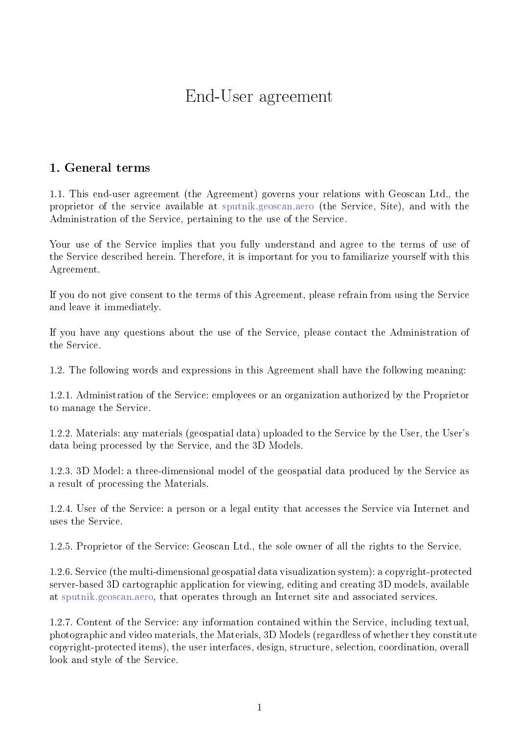# End-User agreement

## 1. General terms

1.1. This end-user agreement (the Agreement) governs your relations with Geoscan Ltd., the proprietor of the service available at sputnik.geoscan.aero (the Service, Site), and with the Administration of the Service, pertaining to the use of the Service.

Your use of the Service implies that you fully understand and agree to the terms of use of the Service described herein. Therefore, it is important for you to familiarize yourself with this Agreement.

If you do not give consent to the terms of this Agreement, please refrain from using the Service and leave it immediately.

If you have any questions about the use of the Service, please contact the Administration of the Service.

1.2. The following words and expressions in this Agreement shall have the following meaning:

1.2.1. Administration of the Service: employees or an organization authorized by the Proprietor to manage the Service.

1.2.2. Materials: any materials (geospatial data) uploaded to the Service by the User, the User's data being processed by the Service, and the 3D Models.

1.2.3. 3D Model: a three-dimensional model of the geospatial data produced by the Service as a result of processing the Materials.

1.2.4. User of the Service: a person or a legal entity that accesses the Service via Internet and uses the Service.

1.2.5. Proprietor of the Service: Geoscan Ltd., the sole owner of all the rights to the Service.

1.2.6. Service (the multi-dimensional geospatial data visualization system): a copyright-protected server-based 3D cartographic application for viewing, editing and creating 3D models, available at sputnik.geoscan.aero, that operates through an Internet site and associated services.

1.2.7. Content of the Service: any information contained within the Service, including textual, photographic and video materials, the Materials, 3D Models (regardless of whether they constitute copyright-protected items), the user interfaces, design, structure, selection, coordination, overall look and style of the Service.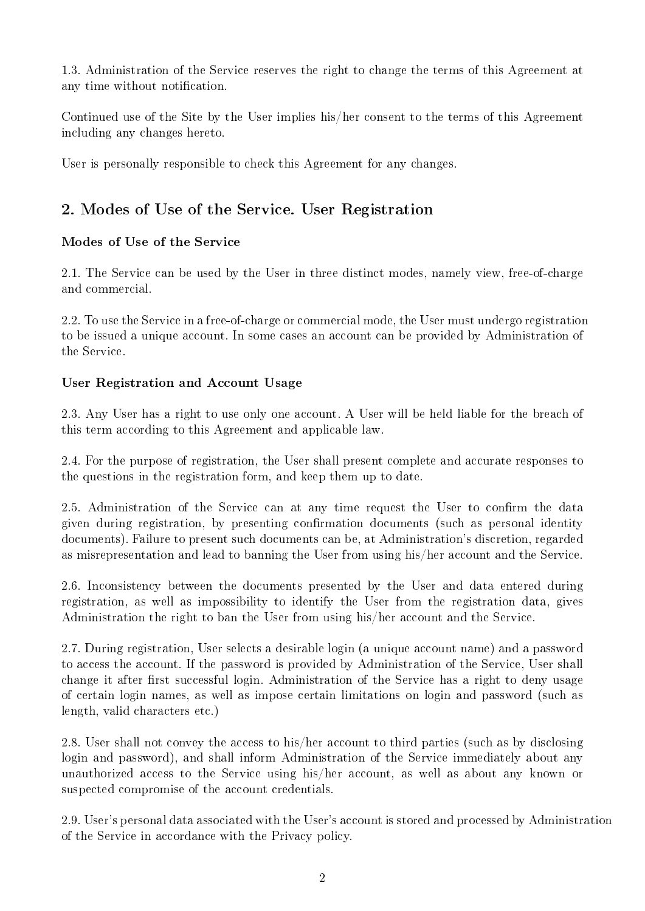1.3. Administration of the Service reserves the right to change the terms of this Agreement at any time without notification.

Continued use of the Site by the User implies his/her consent to the terms of this Agreement including any changes hereto.

User is personally responsible to check this Agreement for any changes.

## 2. Modes of Use of the Service. User Registration

### Modes of Use of the Service

2.1. The Service can be used by the User in three distinct modes, namely view, free-of-charge and commercial.

2.2. To use the Service in a free-of-charge or commercial mode, the User must undergo registration to be issued a unique account. In some cases an account can be provided by Administration of the Service.

### User Registration and Account Usage

2.3. Any User has a right to use only one account. A User will be held liable for the breach of this term according to this Agreement and applicable law.

2.4. For the purpose of registration, the User shall present complete and accurate responses to the questions in the registration form, and keep them up to date.

2.5. Administration of the Service can at any time request the User to confirm the data given during registration, by presenting confirmation documents (such as personal identity documents). Failure to present such documents can be, at Administration's discretion, regarded as misrepresentation and lead to banning the User from using his/her account and the Service.

2.6. Inconsistency between the documents presented by the User and data entered during registration, as well as impossibility to identify the User from the registration data, gives Administration the right to ban the User from using his/her account and the Service.

2.7. During registration, User selects a desirable login (a unique account name) and a password to access the account. If the password is provided by Administration of the Service, User shall change it after first successful login. Administration of the Service has a right to deny usage of certain login names, as well as impose certain limitations on login and password (such as length, valid characters etc.)

2.8. User shall not convey the access to his/her account to third parties (such as by disclosing login and password), and shall inform Administration of the Service immediately about any unauthorized access to the Service using his/her account, as well as about any known or suspected compromise of the account credentials.

2.9. User's personal data associated with the User's account is stored and processed by Administration of the Service in accordance with the Privacy policy.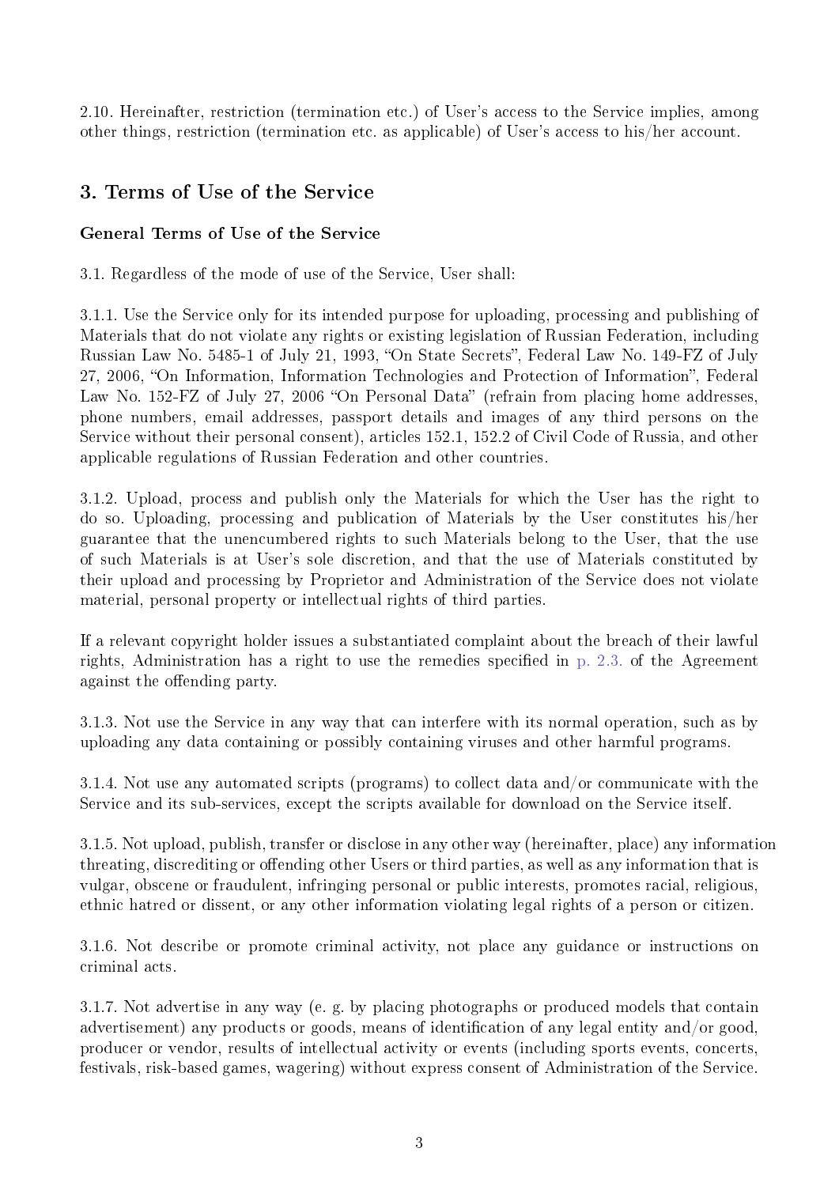2.10. Hereinafter, restriction (termination etc.) of User's access to the Service implies, among other things, restriction (termination etc. as applicable) of User's access to his/her account.

## 3. Terms of Use of the Service

### General Terms of Use of the Service

3.1. Regardless of the mode of use of the Service, User shall:

3.1.1. Use the Service only for its intended purpose for uploading, processing and publishing of Materials that do not violate any rights or existing legislation of Russian Federation, including Russian Law No. 5485-1 of July 21, 1993, "On State Secrets", Federal Law No. 149-FZ of July 27, 2006, "On Information, Information Technologies and Protection of Information", Federal Law No. 152-FZ of July 27, 2006 "On Personal Data" (refrain from placing home addresses, phone numbers, email addresses, passport details and images of any third persons on the Service without their personal consent), articles 152.1, 152.2 of Civil Code of Russia, and other applicable regulations of Russian Federation and other countries.

3.1.2. Upload, process and publish only the Materials for which the User has the right to do so. Uploading, processing and publication of Materials by the User constitutes his/her guarantee that the unencumbered rights to such Materials belong to the User, that the use of such Materials is at User's sole discretion, and that the use of Materials constituted by their upload and processing by Proprietor and Administration of the Service does not violate material, personal property or intellectual rights of third parties.

If a relevant copyright holder issues a substantiated complaint about the breach of their lawful rights, Administration has a right to use the remedies specified in p. 2.3. of the Agreement against the offending party.

3.1.3. Not use the Service in any way that can interfere with its normal operation, such as by uploading any data containing or possibly containing viruses and other harmful programs.

3.1.4. Not use any automated scripts (programs) to collect data and/or communicate with the Service and its sub-services, except the scripts available for download on the Service itself.

3.1.5. Not upload, publish, transfer or disclose in any other way (hereinafter, place) any information threating, discrediting or offending other Users or third parties, as well as any information that is vulgar, obscene or fraudulent, infringing personal or public interests, promotes racial, religious, ethnic hatred or dissent, or any other information violating legal rights of a person or citizen.

3.1.6. Not describe or promote criminal activity, not place any guidance or instructions on criminal acts.

3.1.7. Not advertise in any way (e. g. by placing photographs or produced models that contain advertisement) any products or goods, means of identification of any legal entity and/or good, producer or vendor, results of intellectual activity or events (including sports events, concerts, festivals, risk-based games, wagering) without express consent of Administration of the Service.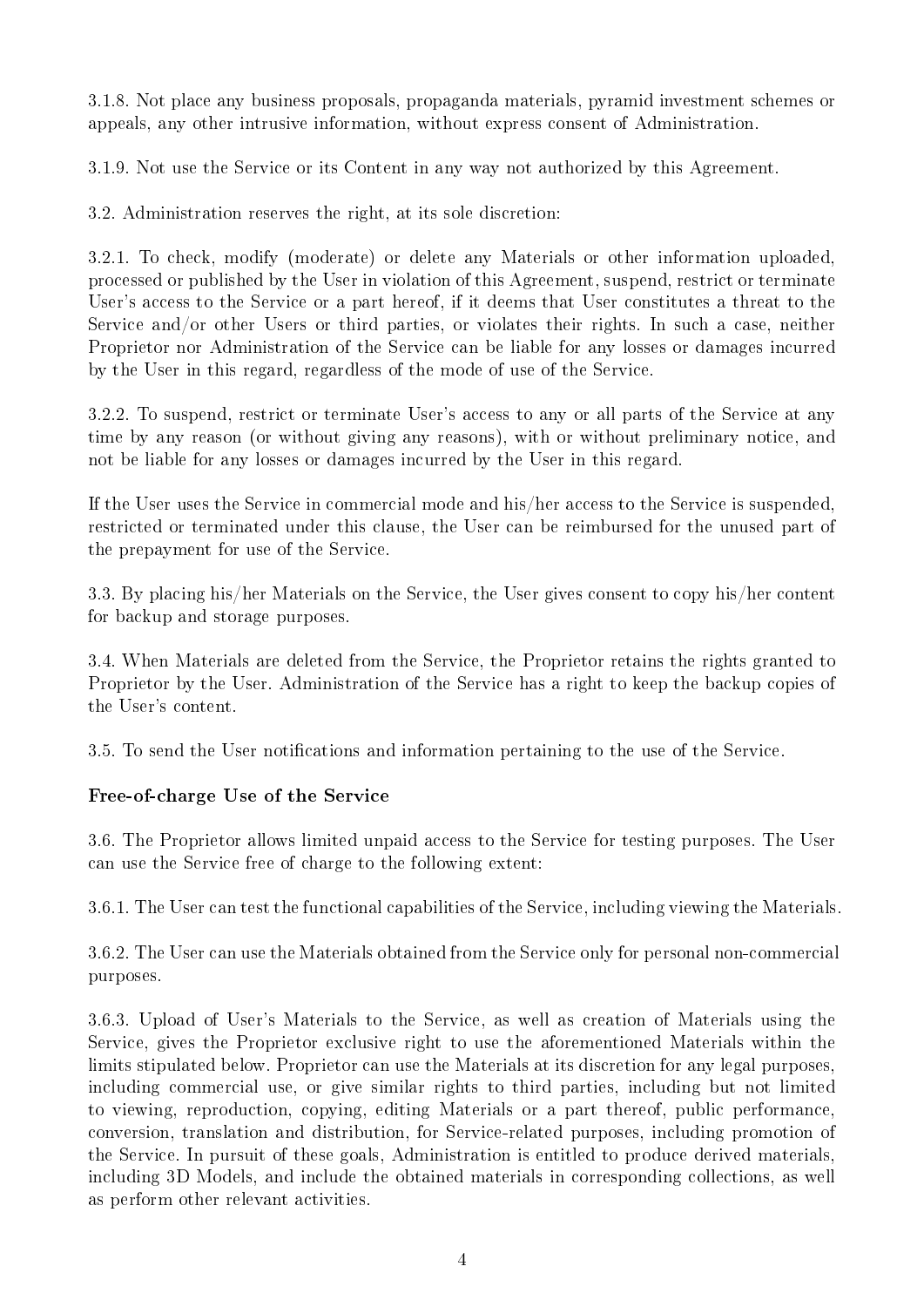3.1.8. Not place any business proposals, propaganda materials, pyramid investment schemes or appeals, any other intrusive information, without express consent of Administration.

3.1.9. Not use the Service or its Content in any way not authorized by this Agreement.

3.2. Administration reserves the right, at its sole discretion:

3.2.1. To check, modify (moderate) or delete any Materials or other information uploaded, processed or published by the User in violation of this Agreement, suspend, restrict or terminate User's access to the Service or a part hereof, if it deems that User constitutes a threat to the Service and/or other Users or third parties, or violates their rights. In such a case, neither Proprietor nor Administration of the Service can be liable for any losses or damages incurred by the User in this regard, regardless of the mode of use of the Service.

3.2.2. To suspend, restrict or terminate User's access to any or all parts of the Service at any time by any reason (or without giving any reasons), with or without preliminary notice, and not be liable for any losses or damages incurred by the User in this regard.

If the User uses the Service in commercial mode and his/her access to the Service is suspended, restricted or terminated under this clause, the User can be reimbursed for the unused part of the prepayment for use of the Service.

3.3. By placing his/her Materials on the Service, the User gives consent to copy his/her content for backup and storage purposes.

3.4. When Materials are deleted from the Service, the Proprietor retains the rights granted to Proprietor by the User. Administration of the Service has a right to keep the backup copies of the User's content.

3.5. To send the User notifications and information pertaining to the use of the Service.

**Free-of-charge Use of the Service**

3.6. The Proprietor allows limited unpaid access to the Service for testing purposes. The User can use the Service free of charge to the following extent:

3.6.1. The User can test the functional capabilities of the Service, including viewing the Materials.

3.6.2. The User can use the Materials obtained from the Service only for personal non-commercial purposes.

3.6.3. Upload of User's Materials to the Service, as well as creation of Materials using the Service, gives the Proprietor exclusive right to use the aforementioned Materials within the limits stipulated below. Proprietor can use the Materials at its discretion for any legal purposes, including commercial use, or give similar rights to third parties, including but not limited to viewing, reproduction, copying, editing Materials or a part thereof, public performance, conversion, translation and distribution, for Service-related purposes, including promotion of the Service. In pursuit of these goals, Administration is entitled to produce derived materials, including 3D Models, and include the obtained materials in corresponding collections, as well as perform other relevant activities.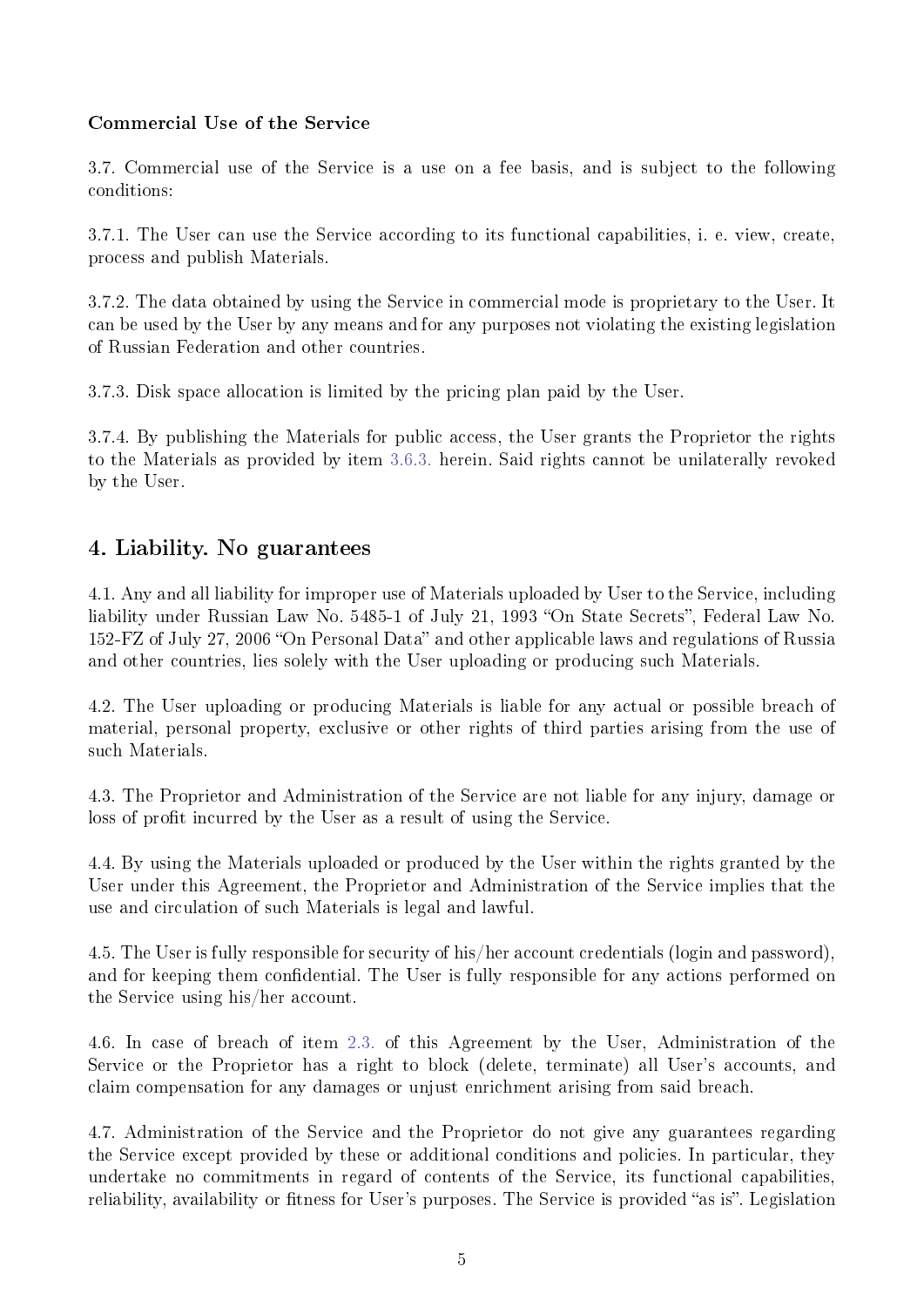**Commercial Use of the Service**

3.7. Commercial use of the Service is a use on a fee basis, and is subject to the following conditions:

3.7.1. The User can use the Service according to its functional capabilities, i. e. view, create, process and publish Materials.

3.7.2. The data obtained by using the Service in commercial mode is proprietary to the User. It can be used by the User by any means and for any purposes not violating the existing legislation of Russian Federation and other countries.

3.7.3. Disk space allocation is limited by the pricing plan paid by the User.

3.7.4. By publishing the Materials for public access, the User grants the Proprietor the rights to the Materials as provided by item 3.6.3. herein. Said rights cannot be unilaterally revoked by the User.

## 4. Liability. No guarantees

4.1. Any and all liability for improper use of Materials uploaded by User to the Service, including liability under Russian Law No. 5485-1 of July 21, 1993 "On State Secrets", Federal Law No. 152-FZ of July 27, 2006 "On Personal Data" and other applicable laws and regulations of Russia and other countries, lies solely with the User uploading or producing such Materials.

4.2. The User uploading or producing Materials is liable for any actual or possible breach of material, personal property, exclusive or other rights of third parties arising from the use of such Materials.

4.3. The Proprietor and Administration of the Service are not liable for any injury, damage or loss of profit incurred by the User as a result of using the Service.

4.4. By using the Materials uploaded or produced by the User within the rights granted by the User under this Agreement, the Proprietor and Administration of the Service implies that the use and circulation of such Materials is legal and lawful.

4.5. The User is fully responsible for security of his/her account credentials (login and password), and for keeping them confidential. The User is fully responsible for any actions performed on the Service using his/her account.

4.6. In case of breach of item 2.3. of this Agreement by the User, Administration of the Service or the Proprietor has a right to block (delete, terminate) all User's accounts, and claim compensation for any damages or unjust enrichment arising from said breach.

4.7. Administration of the Service and the Proprietor do not give any guarantees regarding the Service except provided by these or additional conditions and policies. In particular, they undertake no commitments in regard of contents of the Service, its functional capabilities, reliability, availability or fitness for User's purposes. The Service is provided "as is". Legislation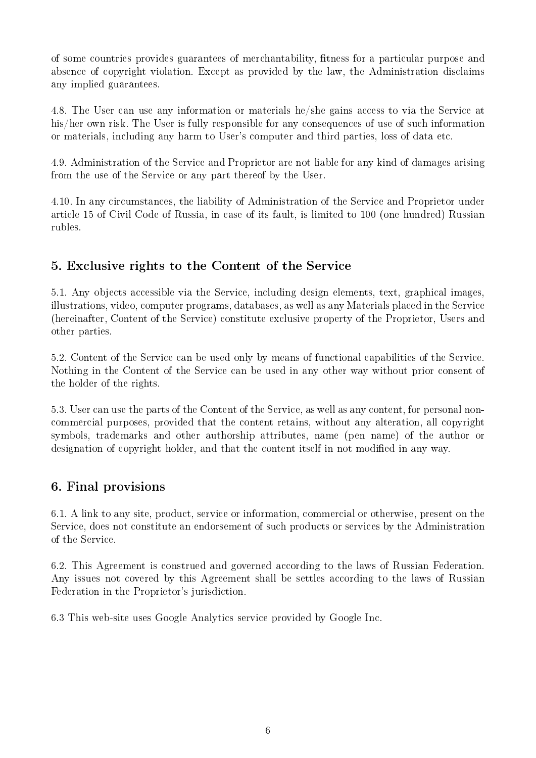of some countries provides guarantees of merchantability, fitness for a particular purpose and absence of copyright violation. Except as provided by the law, the Administration disclaims any implied guarantees.

4.8. The User can use any information or materials he/she gains access to via the Service at his/her own risk. The User is fully responsible for any consequences of use of such information or materials, including any harm to User's computer and third parties, loss of data etc.

4.9. Administration of the Service and Proprietor are not liable for any kind of damages arising from the use of the Service or any part thereof by the User.

4.10. In any circumstances, the liability of Administration of the Service and Proprietor under article 15 of Civil Code of Russia, in case of its fault, is limited to 100 (one hundred) Russian rubles.

## 5. Exclusive rights to the Content of the Service

5.1. Any objects accessible via the Service, including design elements, text, graphical images, illustrations, video, computer programs, databases, as well as any Materials placed in the Service (hereinafter, Content of the Service) constitute exclusive property of the Proprietor, Users and other parties.

5.2. Content of the Service can be used only by means of functional capabilities of the Service. Nothing in the Content of the Service can be used in any other way without prior consent of the holder of the rights.

5.3. User can use the parts of the Content of the Service, as well as any content, for personal non-commercial purposes, provided that the content retains, without any alteration, all copyright symbols, trademarks and other authorship attributes, name (pen name) of the author or designation of copyright holder, and that the content itself in not modified in any way.

## 6. Final provisions

6.1. A link to any site, product, service or information, commercial or otherwise, present on the Service, does not constitute an endorsement of such products or services by the Administration of the Service.

6.2. This Agreement is construed and governed according to the laws of Russian Federation. Any issues not covered by this Agreement shall be settles according to the laws of Russian Federation in the Proprietor's jurisdiction.

6.3 This web-site uses Google Analytics service provided by Google Inc.